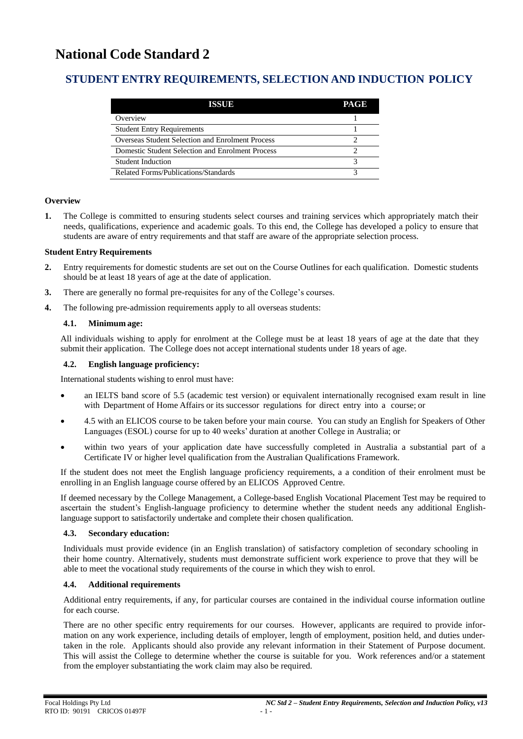# National Code Standard 2

## STUDENT ENTRY REQUIREMENTS, SELECTION AND INDUCTION POLICY

| ISSUE | PAGE |
|---|---|
| Overview | 1 |
| Student Entry Requirements | 1 |
| Overseas Student Selection and Enrolment Process | 2 |
| Domestic Student Selection and Enrolment Process | 2 |
| Student Induction | 3 |
| Related Forms/Publications/Standards | 3 |

**Overview**

**1.** The College is committed to ensuring students select courses and training services which appropriately match their needs, qualifications, experience and academic goals. To this end, the College has developed a policy to ensure that students are aware of entry requirements and that staff are aware of the appropriate selection process.

**Student Entry Requirements**

**2.** Entry requirements for domestic students are set out on the Course Outlines for each qualification. Domestic students should be at least 18 years of age at the date of application.

**3.** There are generally no formal pre-requisites for any of the College's courses.

**4.** The following pre-admission requirements apply to all overseas students:

**4.1. Minimum age:**

All individuals wishing to apply for enrolment at the College must be at least 18 years of age at the date that they submit their application. The College does not accept international students under 18 years of age.

**4.2. English language proficiency:**

International students wishing to enrol must have:

- an IELTS band score of 5.5 (academic test version) or equivalent internationally recognised exam result in line with Department of Home Affairs or its successor regulations for direct entry into a course; or
- 4.5 with an ELICOS course to be taken before your main course. You can study an English for Speakers of Other Languages (ESOL) course for up to 40 weeks' duration at another College in Australia; or
- within two years of your application date have successfully completed in Australia a substantial part of a Certificate IV or higher level qualification from the Australian Qualifications Framework.

If the student does not meet the English language proficiency requirements, a a condition of their enrolment must be enrolling in an English language course offered by an ELICOS Approved Centre.

If deemed necessary by the College Management, a College-based English Vocational Placement Test may be required to ascertain the student's English-language proficiency to determine whether the student needs any additional English-language support to satisfactorily undertake and complete their chosen qualification.

**4.3. Secondary education:**

Individuals must provide evidence (in an English translation) of satisfactory completion of secondary schooling in their home country. Alternatively, students must demonstrate sufficient work experience to prove that they will be able to meet the vocational study requirements of the course in which they wish to enrol.

**4.4. Additional requirements**

Additional entry requirements, if any, for particular courses are contained in the individual course information outline for each course.

There are no other specific entry requirements for our courses. However, applicants are required to provide information on any work experience, including details of employer, length of employment, position held, and duties undertaken in the role. Applicants should also provide any relevant information in their Statement of Purpose document. This will assist the College to determine whether the course is suitable for you. Work references and/or a statement from the employer substantiating the work claim may also be required.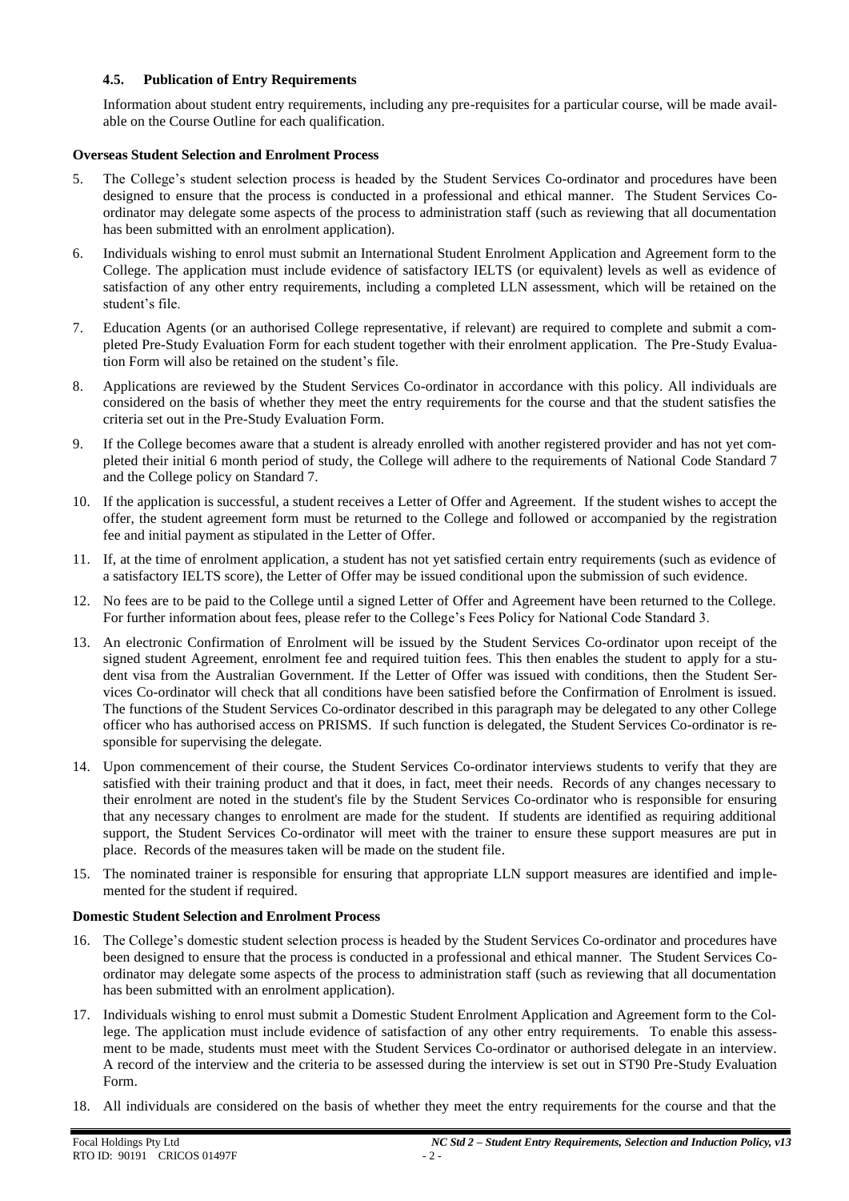### 4.5. Publication of Entry Requirements

Information about student entry requirements, including any pre-requisites for a particular course, will be made available on the Course Outline for each qualification.

**Overseas Student Selection and Enrolment Process**

5. The College's student selection process is headed by the Student Services Co-ordinator and procedures have been designed to ensure that the process is conducted in a professional and ethical manner. The Student Services Co-ordinator may delegate some aspects of the process to administration staff (such as reviewing that all documentation has been submitted with an enrolment application).
6. Individuals wishing to enrol must submit an International Student Enrolment Application and Agreement form to the College. The application must include evidence of satisfactory IELTS (or equivalent) levels as well as evidence of satisfaction of any other entry requirements, including a completed LLN assessment, which will be retained on the student's file.
7. Education Agents (or an authorised College representative, if relevant) are required to complete and submit a completed Pre-Study Evaluation Form for each student together with their enrolment application. The Pre-Study Evaluation Form will also be retained on the student's file.
8. Applications are reviewed by the Student Services Co-ordinator in accordance with this policy. All individuals are considered on the basis of whether they meet the entry requirements for the course and that the student satisfies the criteria set out in the Pre-Study Evaluation Form.
9. If the College becomes aware that a student is already enrolled with another registered provider and has not yet completed their initial 6 month period of study, the College will adhere to the requirements of National Code Standard 7 and the College policy on Standard 7.
10. If the application is successful, a student receives a Letter of Offer and Agreement. If the student wishes to accept the offer, the student agreement form must be returned to the College and followed or accompanied by the registration fee and initial payment as stipulated in the Letter of Offer.
11. If, at the time of enrolment application, a student has not yet satisfied certain entry requirements (such as evidence of a satisfactory IELTS score), the Letter of Offer may be issued conditional upon the submission of such evidence.
12. No fees are to be paid to the College until a signed Letter of Offer and Agreement have been returned to the College. For further information about fees, please refer to the College's Fees Policy for National Code Standard 3.
13. An electronic Confirmation of Enrolment will be issued by the Student Services Co-ordinator upon receipt of the signed student Agreement, enrolment fee and required tuition fees. This then enables the student to apply for a student visa from the Australian Government. If the Letter of Offer was issued with conditions, then the Student Services Co-ordinator will check that all conditions have been satisfied before the Confirmation of Enrolment is issued. The functions of the Student Services Co-ordinator described in this paragraph may be delegated to any other College officer who has authorised access on PRISMS. If such function is delegated, the Student Services Co-ordinator is responsible for supervising the delegate.
14. Upon commencement of their course, the Student Services Co-ordinator interviews students to verify that they are satisfied with their training product and that it does, in fact, meet their needs. Records of any changes necessary to their enrolment are noted in the student's file by the Student Services Co-ordinator who is responsible for ensuring that any necessary changes to enrolment are made for the student. If students are identified as requiring additional support, the Student Services Co-ordinator will meet with the trainer to ensure these support measures are put in place. Records of the measures taken will be made on the student file.
15. The nominated trainer is responsible for ensuring that appropriate LLN support measures are identified and implemented for the student if required.

**Domestic Student Selection and Enrolment Process**

16. The College's domestic student selection process is headed by the Student Services Co-ordinator and procedures have been designed to ensure that the process is conducted in a professional and ethical manner. The Student Services Co-ordinator may delegate some aspects of the process to administration staff (such as reviewing that all documentation has been submitted with an enrolment application).
17. Individuals wishing to enrol must submit a Domestic Student Enrolment Application and Agreement form to the College. The application must include evidence of satisfaction of any other entry requirements. To enable this assessment to be made, students must meet with the Student Services Co-ordinator or authorised delegate in an interview. A record of the interview and the criteria to be assessed during the interview is set out in ST90 Pre-Study Evaluation Form.
18. All individuals are considered on the basis of whether they meet the entry requirements for the course and that the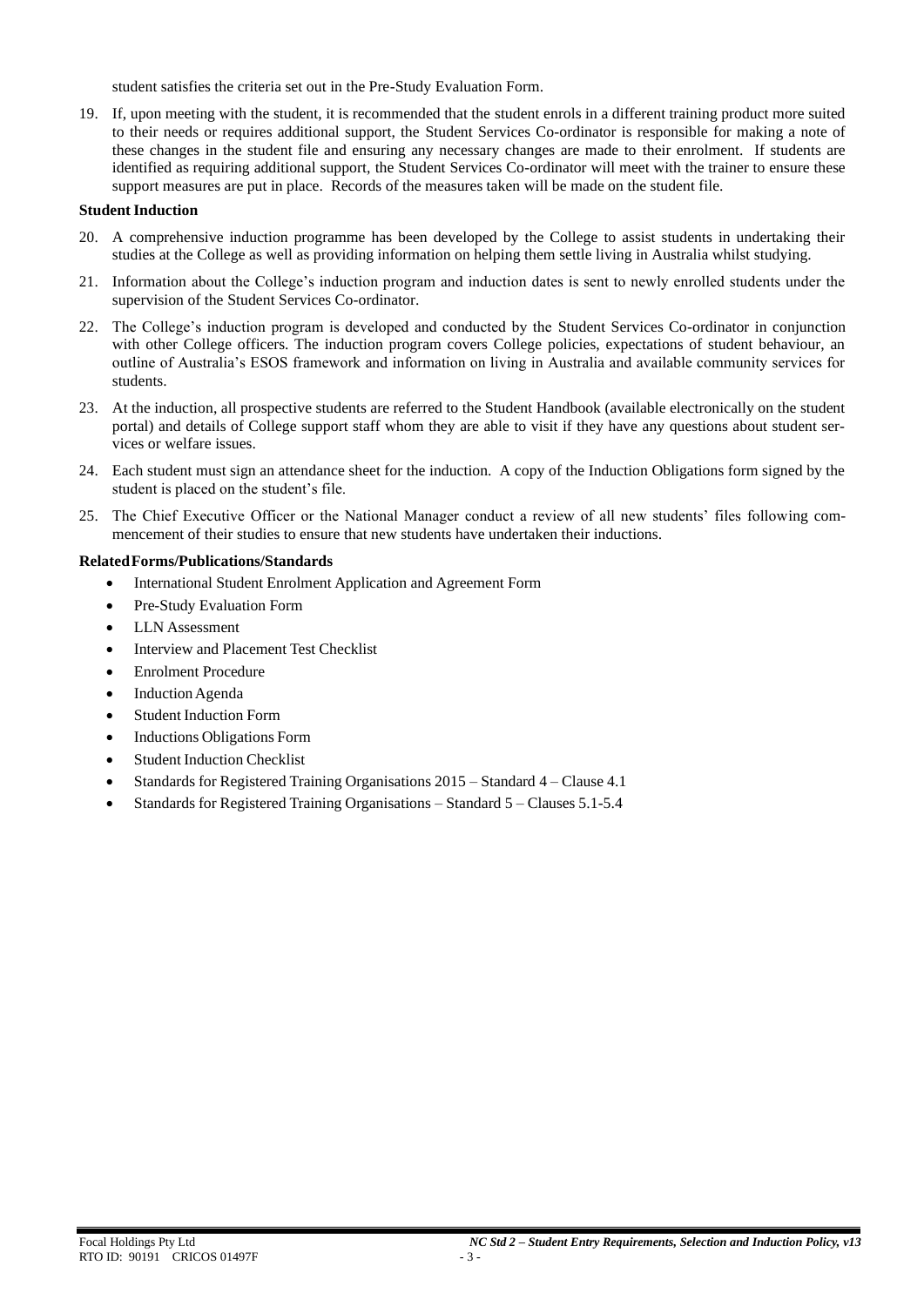student satisfies the criteria set out in the Pre-Study Evaluation Form.

19. If, upon meeting with the student, it is recommended that the student enrols in a different training product more suited to their needs or requires additional support, the Student Services Co-ordinator is responsible for making a note of these changes in the student file and ensuring any necessary changes are made to their enrolment. If students are identified as requiring additional support, the Student Services Co-ordinator will meet with the trainer to ensure these support measures are put in place. Records of the measures taken will be made on the student file.

**Student Induction**

20. A comprehensive induction programme has been developed by the College to assist students in undertaking their studies at the College as well as providing information on helping them settle living in Australia whilst studying.

21. Information about the College's induction program and induction dates is sent to newly enrolled students under the supervision of the Student Services Co-ordinator.

22. The College's induction program is developed and conducted by the Student Services Co-ordinator in conjunction with other College officers. The induction program covers College policies, expectations of student behaviour, an outline of Australia's ESOS framework and information on living in Australia and available community services for students.

23. At the induction, all prospective students are referred to the Student Handbook (available electronically on the student portal) and details of College support staff whom they are able to visit if they have any questions about student services or welfare issues.

24. Each student must sign an attendance sheet for the induction. A copy of the Induction Obligations form signed by the student is placed on the student's file.

25. The Chief Executive Officer or the National Manager conduct a review of all new students' files following commencement of their studies to ensure that new students have undertaken their inductions.

**Related Forms/Publications/Standards**

- International Student Enrolment Application and Agreement Form
- Pre-Study Evaluation Form
- LLN Assessment
- Interview and Placement Test Checklist
- Enrolment Procedure
- Induction Agenda
- Student Induction Form
- Inductions Obligations Form
- Student Induction Checklist
- Standards for Registered Training Organisations 2015 – Standard 4 – Clause 4.1
- Standards for Registered Training Organisations – Standard 5 – Clauses 5.1-5.4